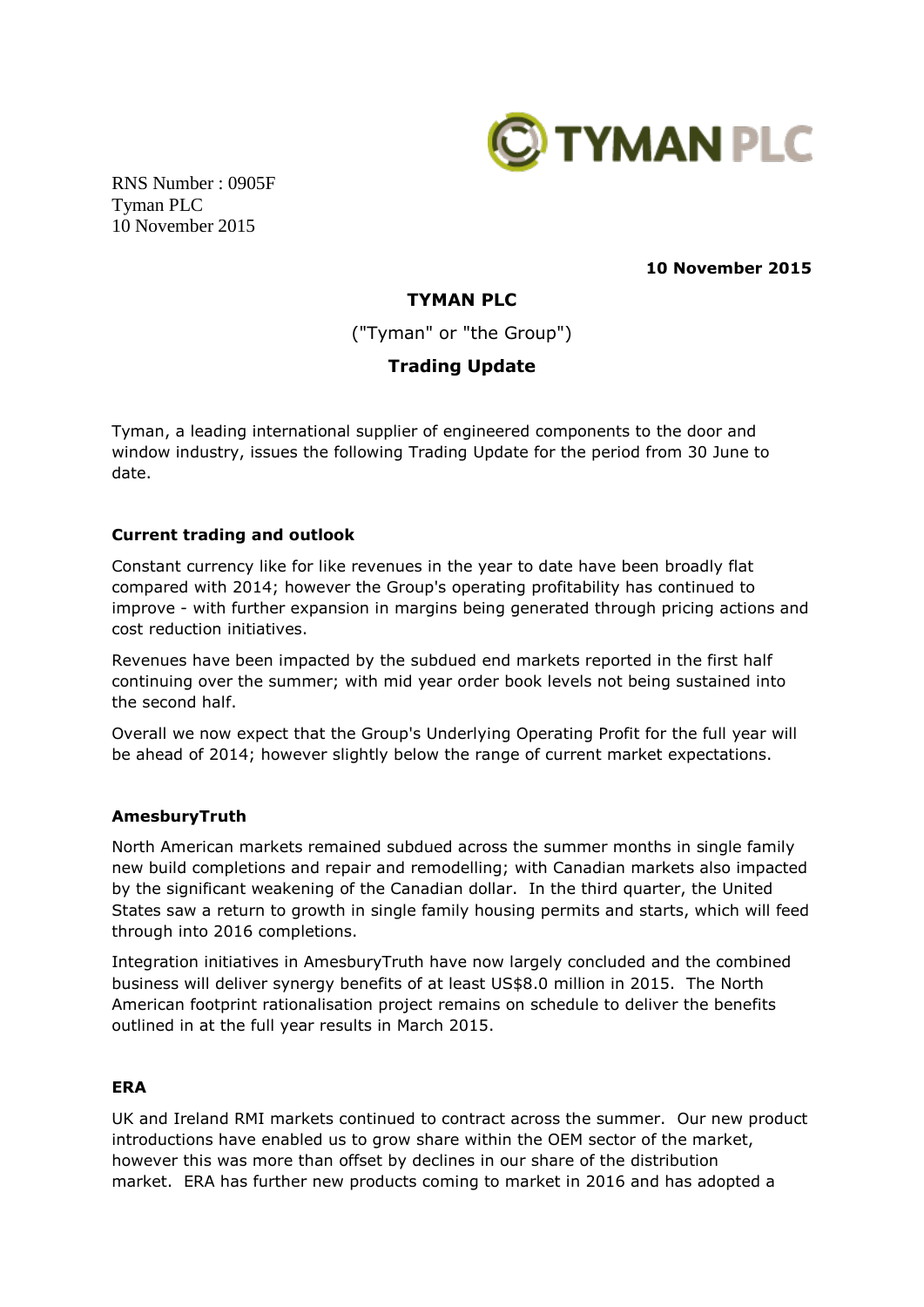RNS Number : 0905F
Tyman PLC
10 November 2015

**10 November 2015**

# TYMAN PLC

("Tyman" or "the Group")

## Trading Update

Tyman, a leading international supplier of engineered components to the door and window industry, issues the following Trading Update for the period from 30 June to date.

### Current trading and outlook

Constant currency like for like revenues in the year to date have been broadly flat compared with 2014; however the Group's operating profitability has continued to improve - with further expansion in margins being generated through pricing actions and cost reduction initiatives.

Revenues have been impacted by the subdued end markets reported in the first half continuing over the summer; with mid year order book levels not being sustained into the second half.

Overall we now expect that the Group's Underlying Operating Profit for the full year will be ahead of 2014; however slightly below the range of current market expectations.

### AmesburyTruth

North American markets remained subdued across the summer months in single family new build completions and repair and remodelling; with Canadian markets also impacted by the significant weakening of the Canadian dollar. In the third quarter, the United States saw a return to growth in single family housing permits and starts, which will feed through into 2016 completions.

Integration initiatives in AmesburyTruth have now largely concluded and the combined business will deliver synergy benefits of at least US$8.0 million in 2015. The North American footprint rationalisation project remains on schedule to deliver the benefits outlined in at the full year results in March 2015.

### ERA

UK and Ireland RMI markets continued to contract across the summer. Our new product introductions have enabled us to grow share within the OEM sector of the market, however this was more than offset by declines in our share of the distribution market. ERA has further new products coming to market in 2016 and has adopted a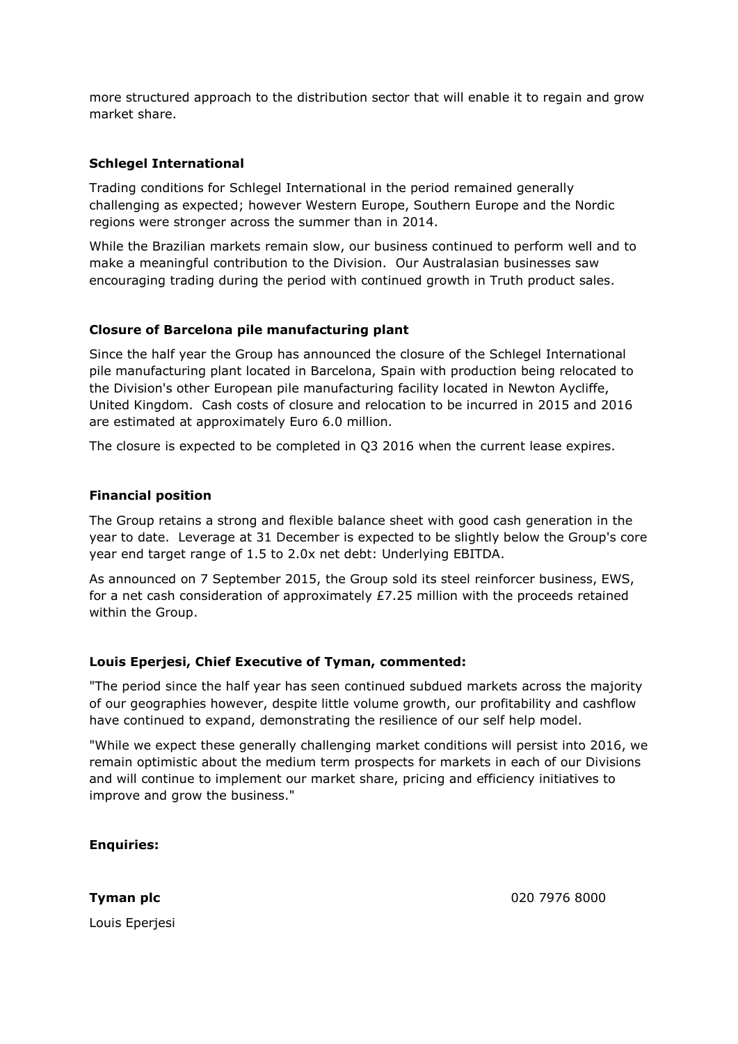more structured approach to the distribution sector that will enable it to regain and grow market share.

**Schlegel International**

Trading conditions for Schlegel International in the period remained generally challenging as expected; however Western Europe, Southern Europe and the Nordic regions were stronger across the summer than in 2014.

While the Brazilian markets remain slow, our business continued to perform well and to make a meaningful contribution to the Division. Our Australasian businesses saw encouraging trading during the period with continued growth in Truth product sales.

**Closure of Barcelona pile manufacturing plant**

Since the half year the Group has announced the closure of the Schlegel International pile manufacturing plant located in Barcelona, Spain with production being relocated to the Division's other European pile manufacturing facility located in Newton Aycliffe, United Kingdom. Cash costs of closure and relocation to be incurred in 2015 and 2016 are estimated at approximately Euro 6.0 million.

The closure is expected to be completed in Q3 2016 when the current lease expires.

**Financial position**

The Group retains a strong and flexible balance sheet with good cash generation in the year to date. Leverage at 31 December is expected to be slightly below the Group's core year end target range of 1.5 to 2.0x net debt: Underlying EBITDA.

As announced on 7 September 2015, the Group sold its steel reinforcer business, EWS, for a net cash consideration of approximately £7.25 million with the proceeds retained within the Group.

**Louis Eperjesi, Chief Executive of Tyman, commented:**

"The period since the half year has seen continued subdued markets across the majority of our geographies however, despite little volume growth, our profitability and cashflow have continued to expand, demonstrating the resilience of our self help model.

"While we expect these generally challenging market conditions will persist into 2016, we remain optimistic about the medium term prospects for markets in each of our Divisions and will continue to implement our market share, pricing and efficiency initiatives to improve and grow the business."

**Enquiries:**

**Tyman plc** 020 7976 8000

Louis Eperjesi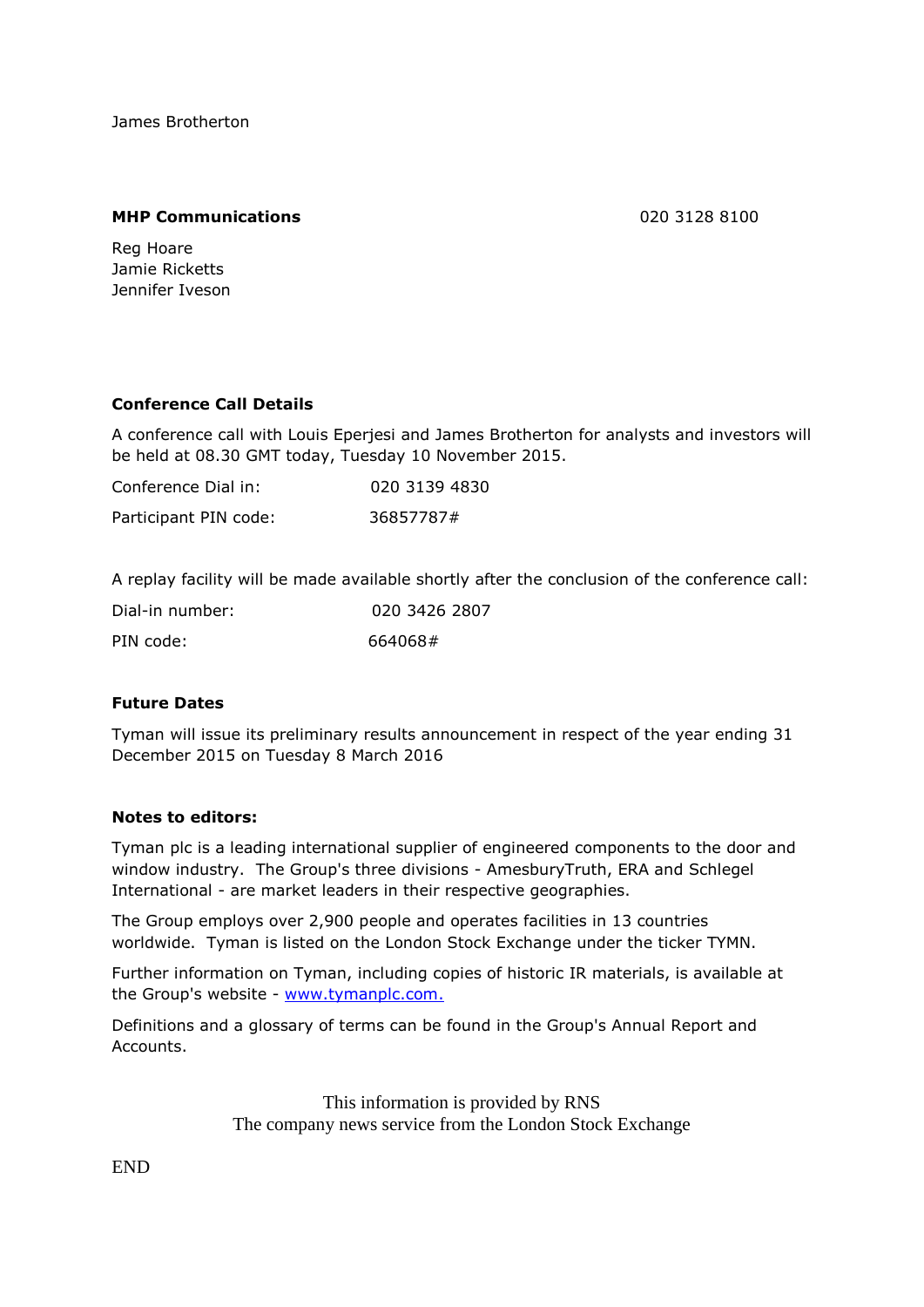James Brotherton

**MHP Communications** 020 3128 8100

Reg Hoare
Jamie Ricketts
Jennifer Iveson

**Conference Call Details**

A conference call with Louis Eperjesi and James Brotherton for analysts and investors will be held at 08.30 GMT today, Tuesday 10 November 2015.

| | |
|---|---|
| Conference Dial in: | 020 3139 4830 |
| Participant PIN code: | 36857787# |

A replay facility will be made available shortly after the conclusion of the conference call:

| | |
|---|---|
| Dial-in number: | 020 3426 2807 |
| PIN code: | 664068# |

**Future Dates**

Tyman will issue its preliminary results announcement in respect of the year ending 31 December 2015 on Tuesday 8 March 2016

**Notes to editors:**

Tyman plc is a leading international supplier of engineered components to the door and window industry. The Group's three divisions - AmesburyTruth, ERA and Schlegel International - are market leaders in their respective geographies.

The Group employs over 2,900 people and operates facilities in 13 countries worldwide. Tyman is listed on the London Stock Exchange under the ticker TYMN.

Further information on Tyman, including copies of historic IR materials, is available at the Group's website - www.tymanplc.com.

Definitions and a glossary of terms can be found in the Group's Annual Report and Accounts.

This information is provided by RNS
The company news service from the London Stock Exchange

END